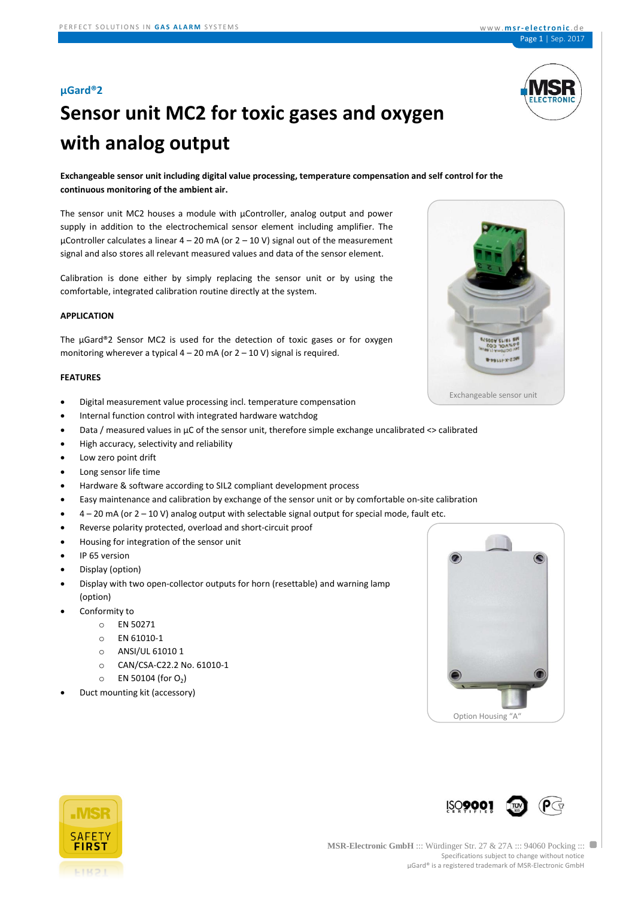µGard®2

# Sensor unit MC2 for toxic gases and oxygen with analog output

**Exchangeable sensor unit including digital value processing, temperature compensation and self control for the continuous monitoring of the ambient air.**

The sensor unit MC2 houses a module with µController, analog output and power supply in addition to the electrochemical sensor element including amplifier. The µController calculates a linear 4 – 20 mA (or 2 – 10 V) signal out of the measurement signal and also stores all relevant measured values and data of the sensor element.

Calibration is done either by simply replacing the sensor unit or by using the comfortable, integrated calibration routine directly at the system.

Exchangeable sensor unit

### APPLICATION

The µGard®2 Sensor MC2 is used for the detection of toxic gases or for oxygen monitoring wherever a typical 4 – 20 mA (or 2 – 10 V) signal is required.

### FEATURES

- Digital measurement value processing incl. temperature compensation
- Internal function control with integrated hardware watchdog
- Data / measured values in µC of the sensor unit, therefore simple exchange uncalibrated <> calibrated
- High accuracy, selectivity and reliability
- Low zero point drift
- Long sensor life time
- Hardware & software according to SIL2 compliant development process
- Easy maintenance and calibration by exchange of the sensor unit or by comfortable on-site calibration
- 4 – 20 mA (or 2 – 10 V) analog output with selectable signal output for special mode, fault etc.
- Reverse polarity protected, overload and short-circuit proof
- Housing for integration of the sensor unit
- IP 65 version
- Display (option)
- Display with two open-collector outputs for horn (resettable) and warning lamp (option)
- Conformity to
  - EN 50271
  - EN 61010-1
  - ANSI/UL 61010 1
  - CAN/CSA-C22.2 No. 61010-1
  - EN 50104 (for $O_2$)
- Duct mounting kit (accessory)

Option Housing "A"

MSR-Electronic GmbH ::: Würdinger Str. 27 & 27A ::: 94060 Pocking :::
Specifications subject to change without notice
µGard® is a registered trademark of MSR-Electronic GmbH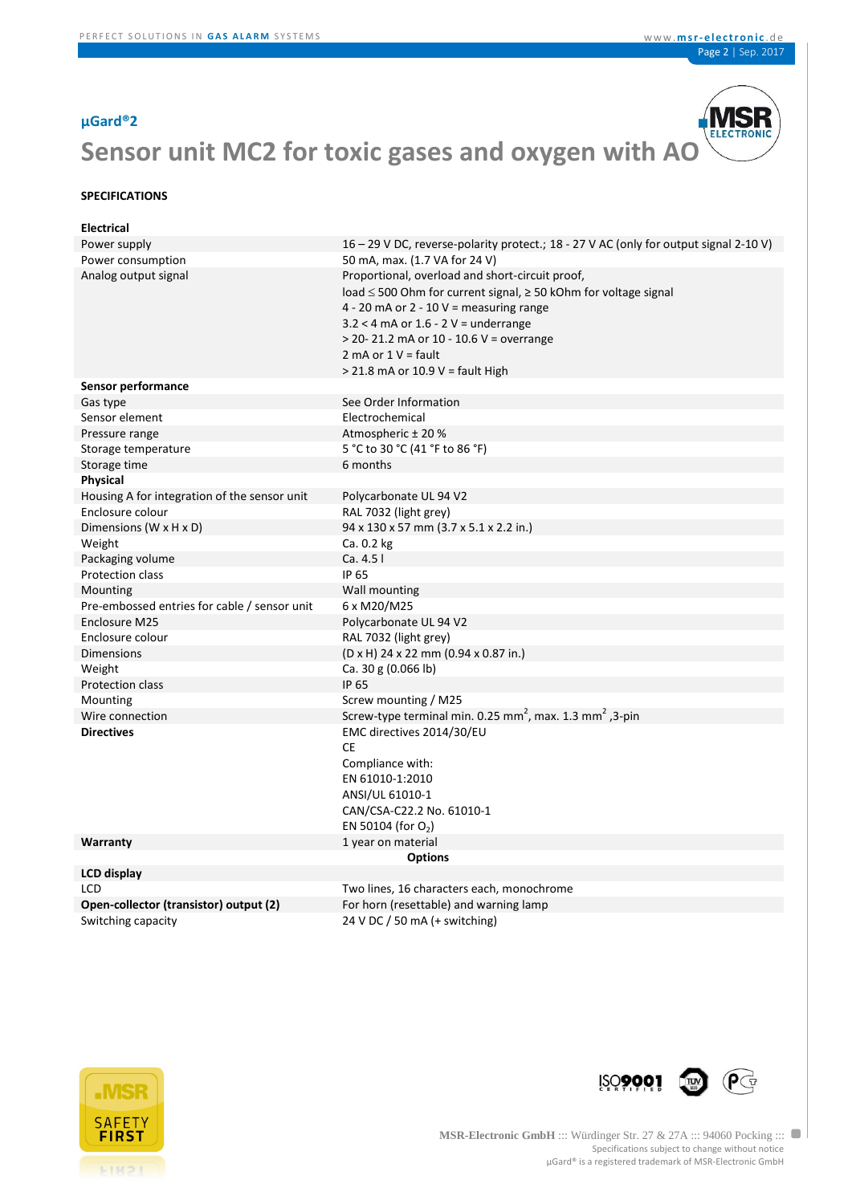µGard®2

# Sensor unit MC2 for toxic gases and oxygen with AO

## SPECIFICATIONS

| | |
|---|---|
| **Electrical** | |
| Power supply | 16 – 29 V DC, reverse-polarity protect.; 18 - 27 V AC (only for output signal 2-10 V) |
| Power consumption | 50 mA, max. (1.7 VA for 24 V) |
| Analog output signal | Proportional, overload and short-circuit proof, load ≤ 500 Ohm for current signal, ≥ 50 kOhm for voltage signal<br>4 - 20 mA or 2 - 10 V = measuring range<br>3.2 < 4 mA or 1.6 - 2 V = underrange<br>> 20- 21.2 mA or 10 - 10.6 V = overrange<br>2 mA or 1 V = fault<br>> 21.8 mA or 10.9 V = fault High |
| **Sensor performance** | |
| Gas type | See Order Information |
| Sensor element | Electrochemical |
| Pressure range | Atmospheric ± 20 % |
| Storage temperature | 5 °C to 30 °C (41 °F to 86 °F) |
| Storage time | 6 months |
| **Physical** | |
| Housing A for integration of the sensor unit | Polycarbonate UL 94 V2 |
| Enclosure colour | RAL 7032 (light grey) |
| Dimensions (W x H x D) | 94 x 130 x 57 mm (3.7 x 5.1 x 2.2 in.) |
| Weight | Ca. 0.2 kg |
| Packaging volume | Ca. 4.5 l |
| Protection class | IP 65 |
| Mounting | Wall mounting |
| Pre-embossed entries for cable / sensor unit | 6 x M20/M25 |
| Enclosure M25 | Polycarbonate UL 94 V2 |
| Enclosure colour | RAL 7032 (light grey) |
| Dimensions | (D x H) 24 x 22 mm (0.94 x 0.87 in.) |
| Weight | Ca. 30 g (0.066 lb) |
| Protection class | IP 65 |
| Mounting | Screw mounting / M25 |
| Wire connection | Screw-type terminal min. 0.25 mm$^2$, max. 1.3 mm$^2$ ,3-pin |
| **Directives** | EMC directives 2014/30/EU<br>CE<br>Compliance with:<br>EN 61010-1:2010<br>ANSI/UL 61010-1<br>CAN/CSA-C22.2 No. 61010-1<br>EN 50104 (for $O_2$) |
| **Warranty** | 1 year on material |
| | **Options** |
| **LCD display** | |
| LCD | Two lines, 16 characters each, monochrome |
| **Open-collector (transistor) output (2)** | For horn (resettable) and warning lamp |
| Switching capacity | 24 V DC / 50 mA (+ switching) |

**MSR-Electronic GmbH** ::: Würdinger Str. 27 & 27A ::: 94060 Pocking :::
Specifications subject to change without notice
µGard® is a registered trademark of MSR-Electronic GmbH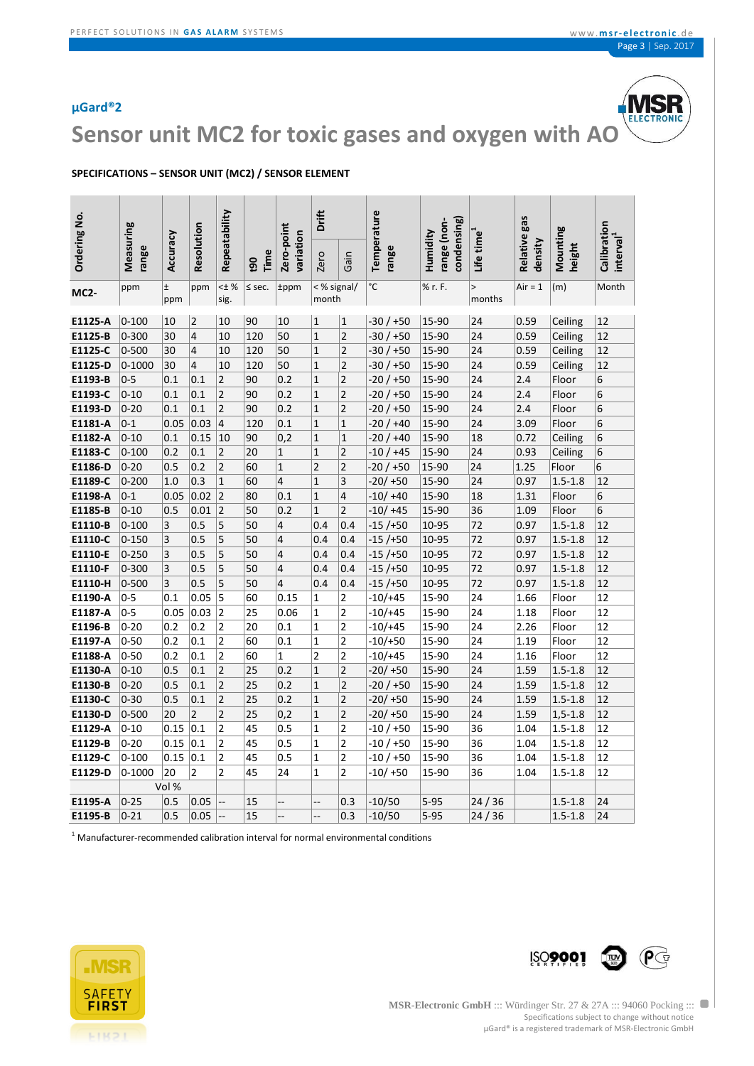## µGard®2

# Sensor unit MC2 for toxic gases and oxygen with AO

**SPECIFICATIONS – SENSOR UNIT (MC2) / SENSOR ELEMENT**

| Ordering No. | Measuring range | Accuracy | Resolution | Repeatability | t90 Time | Zero-point variation | Drift | | Temperature range | Humidity range (non-condensing) | Life time[1] | Relative gas density | Mounting height | Calibration interval[1] |
|---|---|---|---|---|---|---|---|---|---|---|---|---|---|---|
| | | | | | | | Zero | Gain | | | | | | |
| **MC2-** | ppm | ± ppm | ppm | <± % sig. | ≤ sec. | ±ppm | < % signal/ month | | °C | % r. F. | > months | Air = 1 | (m) | Month |
| **E1125-A** | 0-100 | 10 | 2 | 10 | 90 | 10 | 1 | 1 | -30 / +50 | 15-90 | 24 | 0.59 | Ceiling | 12 |
| **E1125-B** | 0-300 | 30 | 4 | 10 | 120 | 50 | 1 | 2 | -30 / +50 | 15-90 | 24 | 0.59 | Ceiling | 12 |
| **E1125-C** | 0-500 | 30 | 4 | 10 | 120 | 50 | 1 | 2 | -30 / +50 | 15-90 | 24 | 0.59 | Ceiling | 12 |
| **E1125-D** | 0-1000 | 30 | 4 | 10 | 120 | 50 | 1 | 2 | -30 / +50 | 15-90 | 24 | 0.59 | Ceiling | 12 |
| **E1193-B** | 0-5 | 0.1 | 0.1 | 2 | 90 | 0.2 | 1 | 2 | -20 / +50 | 15-90 | 24 | 2.4 | Floor | 6 |
| **E1193-C** | 0-10 | 0.1 | 0.1 | 2 | 90 | 0.2 | 1 | 2 | -20 / +50 | 15-90 | 24 | 2.4 | Floor | 6 |
| **E1193-D** | 0-20 | 0.1 | 0.1 | 2 | 90 | 0.2 | 1 | 2 | -20 / +50 | 15-90 | 24 | 2.4 | Floor | 6 |
| **E1181-A** | 0-1 | 0.05 | 0.03 | 4 | 120 | 0.1 | 1 | 1 | -20 / +40 | 15-90 | 24 | 3.09 | Floor | 6 |
| **E1182-A** | 0-10 | 0.1 | 0.15 | 10 | 90 | 0,2 | 1 | 1 | -20 / +40 | 15-90 | 18 | 0.72 | Ceiling | 6 |
| **E1183-C** | 0-100 | 0.2 | 0.1 | 2 | 20 | 1 | 1 | 2 | -10 / +45 | 15-90 | 24 | 0.93 | Ceiling | 6 |
| **E1186-D** | 0-20 | 0.5 | 0.2 | 2 | 60 | 1 | 2 | 2 | -20 / +50 | 15-90 | 24 | 1.25 | Floor | 6 |
| **E1189-C** | 0-200 | 1.0 | 0.3 | 1 | 60 | 4 | 1 | 3 | -20/ +50 | 15-90 | 24 | 0.97 | 1.5-1.8 | 12 |
| **E1198-A** | 0-1 | 0.05 | 0.02 | 2 | 80 | 0.1 | 1 | 4 | -10/ +40 | 15-90 | 18 | 1.31 | Floor | 6 |
| **E1185-B** | 0-10 | 0.5 | 0.01 | 2 | 50 | 0.2 | 1 | 2 | -10/ +45 | 15-90 | 36 | 1.09 | Floor | 6 |
| **E1110-B** | 0-100 | 3 | 0.5 | 5 | 50 | 4 | 0.4 | 0.4 | -15 /+50 | 10-95 | 72 | 0.97 | 1.5-1.8 | 12 |
| **E1110-C** | 0-150 | 3 | 0.5 | 5 | 50 | 4 | 0.4 | 0.4 | -15 /+50 | 10-95 | 72 | 0.97 | 1.5-1.8 | 12 |
| **E1110-E** | 0-250 | 3 | 0.5 | 5 | 50 | 4 | 0.4 | 0.4 | -15 /+50 | 10-95 | 72 | 0.97 | 1.5-1.8 | 12 |
| **E1110-F** | 0-300 | 3 | 0.5 | 5 | 50 | 4 | 0.4 | 0.4 | -15 /+50 | 10-95 | 72 | 0.97 | 1.5-1.8 | 12 |
| **E1110-H** | 0-500 | 3 | 0.5 | 5 | 50 | 4 | 0.4 | 0.4 | -15 /+50 | 10-95 | 72 | 0.97 | 1.5-1.8 | 12 |
| **E1190-A** | 0-5 | 0.1 | 0.05 | 5 | 60 | 0.15 | 1 | 2 | -10/+45 | 15-90 | 24 | 1.66 | Floor | 12 |
| **E1187-A** | 0-5 | 0.05 | 0.03 | 2 | 25 | 0.06 | 1 | 2 | -10/+45 | 15-90 | 24 | 1.18 | Floor | 12 |
| **E1196-B** | 0-20 | 0.2 | 0.2 | 2 | 20 | 0.1 | 1 | 2 | -10/+45 | 15-90 | 24 | 2.26 | Floor | 12 |
| **E1197-A** | 0-50 | 0.2 | 0.1 | 2 | 60 | 0.1 | 1 | 2 | -10/+50 | 15-90 | 24 | 1.19 | Floor | 12 |
| **E1188-A** | 0-50 | 0.2 | 0.1 | 2 | 60 | 1 | 2 | 2 | -10/+45 | 15-90 | 24 | 1.16 | Floor | 12 |
| **E1130-A** | 0-10 | 0.5 | 0.1 | 2 | 25 | 0.2 | 1 | 2 | -20/ +50 | 15-90 | 24 | 1.59 | 1.5-1.8 | 12 |
| **E1130-B** | 0-20 | 0.5 | 0.1 | 2 | 25 | 0.2 | 1 | 2 | -20 / +50 | 15-90 | 24 | 1.59 | 1.5-1.8 | 12 |
| **E1130-C** | 0-30 | 0.5 | 0.1 | 2 | 25 | 0.2 | 1 | 2 | -20/ +50 | 15-90 | 24 | 1.59 | 1.5-1.8 | 12 |
| **E1130-D** | 0-500 | 20 | 2 | 2 | 25 | 0,2 | 1 | 2 | -20/ +50 | 15-90 | 24 | 1.59 | 1,5-1.8 | 12 |
| **E1129-A** | 0-10 | 0.15 | 0.1 | 2 | 45 | 0.5 | 1 | 2 | -10 / +50 | 15-90 | 36 | 1.04 | 1.5-1.8 | 12 |
| **E1129-B** | 0-20 | 0.15 | 0.1 | 2 | 45 | 0.5 | 1 | 2 | -10 / +50 | 15-90 | 36 | 1.04 | 1.5-1.8 | 12 |
| **E1129-C** | 0-100 | 0.15 | 0.1 | 2 | 45 | 0.5 | 1 | 2 | -10 / +50 | 15-90 | 36 | 1.04 | 1.5-1.8 | 12 |
| **E1129-D** | 0-1000 | 20 | 2 | 2 | 45 | 24 | 1 | 2 | -10/ +50 | 15-90 | 36 | 1.04 | 1.5-1.8 | 12 |
| | | Vol % | | | | | | | | | | | | |
| **E1195-A** | 0-25 | 0.5 | 0.05 | -- | 15 | -- | -- | 0.3 | -10/50 | 5-95 | 24 / 36 | | 1.5-1.8 | 24 |
| **E1195-B** | 0-21 | 0.5 | 0.05 | -- | 15 | -- | -- | 0.3 | -10/50 | 5-95 | 24 / 36 | | 1.5-1.8 | 24 |

[1] Manufacturer-recommended calibration interval for normal environmental conditions

MSR-Electronic GmbH ::: Würdinger Str. 27 & 27A ::: 94060 Pocking :::
Specifications subject to change without notice
µGard® is a registered trademark of MSR-Electronic GmbH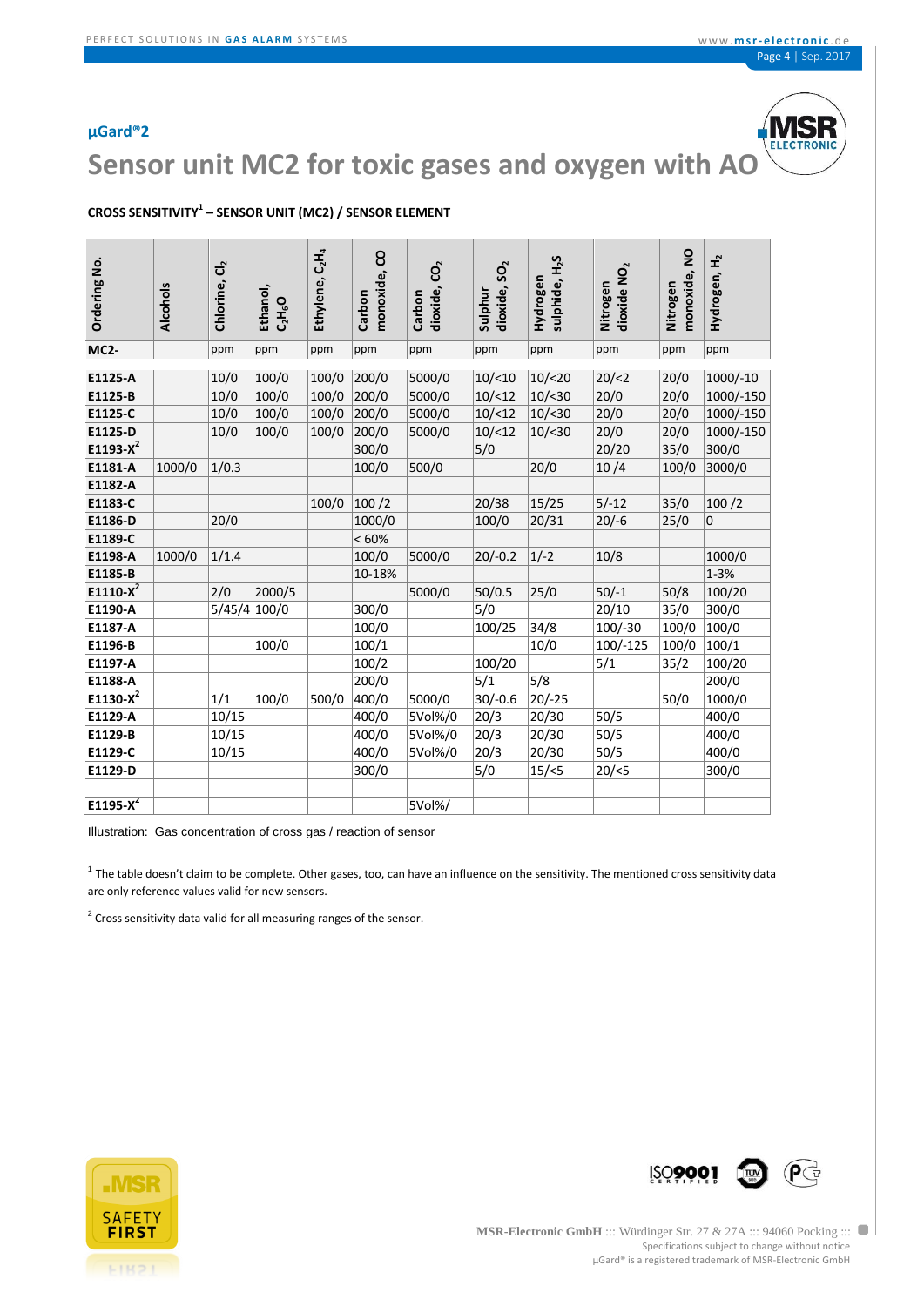**µGard®2**

# Sensor unit MC2 for toxic gases and oxygen with AO

### CROSS SENSITIVITY[1] – SENSOR UNIT (MC2) / SENSOR ELEMENT

| Ordering No. | Alcohols | Chlorine, $Cl_2$ | Ethanol, $C_2H_6O$ | Ethylene, $C_2H_4$ | Carbon monoxide, CO | Carbon dioxide, $CO_2$ | Sulphur dioxide, $SO_2$ | Hydrogen sulphide, $H_2S$ | Nitrogen dioxide $NO_2$ | Nitrogen monoxide, NO | Hydrogen, $H_2$ |
|---|---|---|---|---|---|---|---|---|---|---|---|
| **MC2-** | | ppm | ppm | ppm | ppm | ppm | ppm | ppm | ppm | ppm | ppm |
| **E1125-A** | | 10/0 | 100/0 | 100/0 | 200/0 | 5000/0 | 10/<10 | 10/<20 | 20/<2 | 20/0 | 1000/-10 |
| **E1125-B** | | 10/0 | 100/0 | 100/0 | 200/0 | 5000/0 | 10/<12 | 10/<30 | 20/0 | 20/0 | 1000/-150 |
| **E1125-C** | | 10/0 | 100/0 | 100/0 | 200/0 | 5000/0 | 10/<12 | 10/<30 | 20/0 | 20/0 | 1000/-150 |
| **E1125-D** | | 10/0 | 100/0 | 100/0 | 200/0 | 5000/0 | 10/<12 | 10/<30 | 20/0 | 20/0 | 1000/-150 |
| **E1193-X[2]** | | | | | 300/0 | | 5/0 | | 20/20 | 35/0 | 300/0 |
| **E1181-A** | 1000/0 | 1/0.3 | | | 100/0 | 500/0 | | 20/0 | 10 /4 | 100/0 | 3000/0 |
| **E1182-A** | | | | | | | | | | | |
| **E1183-C** | | | | 100/0 | 100 /2 | | 20/38 | 15/25 | 5/-12 | 35/0 | 100 /2 |
| **E1186-D** | | 20/0 | | | 1000/0 | | 100/0 | 20/31 | 20/-6 | 25/0 | 0 |
| **E1189-C** | | | | | < 60% | | | | | | |
| **E1198-A** | 1000/0 | 1/1.4 | | | 100/0 | 5000/0 | 20/-0.2 | 1/-2 | 10/8 | | 1000/0 |
| **E1185-B** | | | | | 10-18% | | | | | | 1-3% |
| **E1110-X[2]** | | 2/0 | 2000/5 | | | 5000/0 | 50/0.5 | 25/0 | 50/-1 | 50/8 | 100/20 |
| **E1190-A** | | 5/45/4 | 100/0 | | 300/0 | | 5/0 | | 20/10 | 35/0 | 300/0 |
| **E1187-A** | | | | | 100/0 | | 100/25 | 34/8 | 100/-30 | 100/0 | 100/0 |
| **E1196-B** | | | 100/0 | | 100/1 | | | 10/0 | 100/-125 | 100/0 | 100/1 |
| **E1197-A** | | | | | 100/2 | | 100/20 | | 5/1 | 35/2 | 100/20 |
| **E1188-A** | | | | | 200/0 | | 5/1 | 5/8 | | | 200/0 |
| **E1130-X[2]** | | 1/1 | 100/0 | 500/0 | 400/0 | 5000/0 | 30/-0.6 | 20/-25 | | 50/0 | 1000/0 |
| **E1129-A** | | 10/15 | | | 400/0 | 5Vol%/0 | 20/3 | 20/30 | 50/5 | | 400/0 |
| **E1129-B** | | 10/15 | | | 400/0 | 5Vol%/0 | 20/3 | 20/30 | 50/5 | | 400/0 |
| **E1129-C** | | 10/15 | | | 400/0 | 5Vol%/0 | 20/3 | 20/30 | 50/5 | | 400/0 |
| **E1129-D** | | | | | 300/0 | | 5/0 | 15/<5 | 20/<5 | | 300/0 |
| | | | | | | | | | | | |
| **E1195-X[2]** | | | | | | 5Vol%/ | | | | | |

Illustration: Gas concentration of cross gas / reaction of sensor

[1] The table doesn't claim to be complete. Other gases, too, can have an influence on the sensitivity. The mentioned cross sensitivity data are only reference values valid for new sensors.

[2] Cross sensitivity data valid for all measuring ranges of the sensor.

MSR-Electronic GmbH ::: Würdinger Str. 27 & 27A ::: 94060 Pocking :::
Specifications subject to change without notice
µGard® is a registered trademark of MSR-Electronic GmbH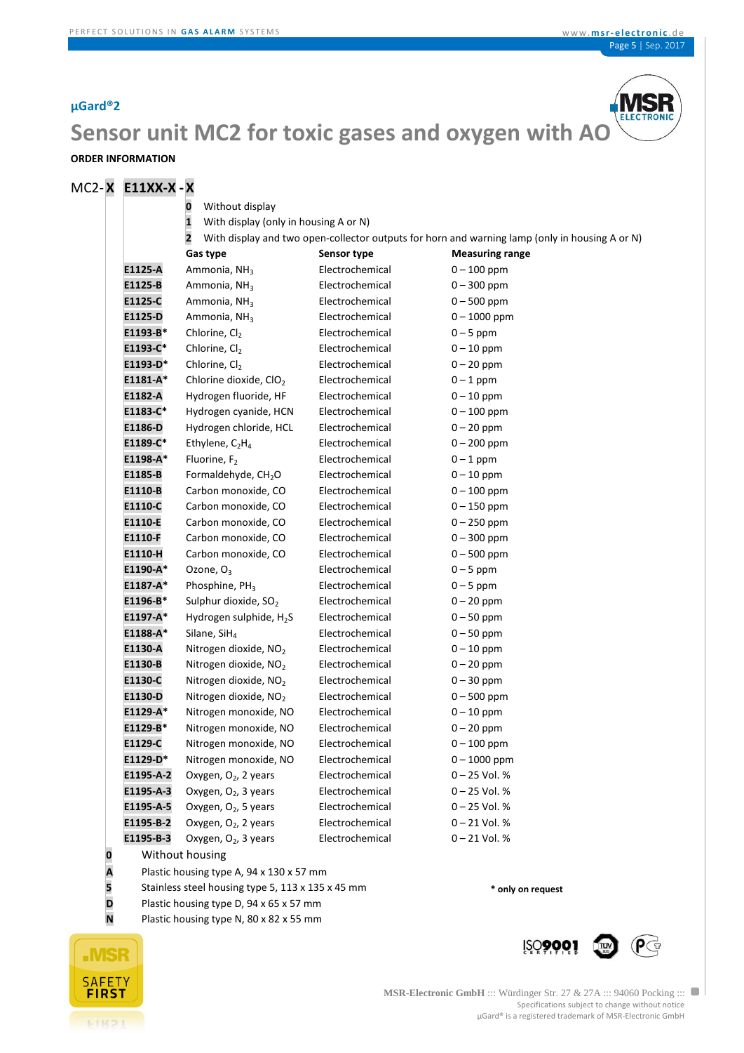**µGard®2**

# Sensor unit MC2 for toxic gases and oxygen with AO

**ORDER INFORMATION**

MC2- **X** **E11XX-X** - **X**

| | |
|---|---|
| **0** | Without display |
| **1** | With display (only in housing A or N) |
| **2** | With display and two open-collector outputs for horn and warning lamp (only in housing A or N) |

| | Gas type | Sensor type | Measuring range |
|---|---|---|---|
| **E1125-A** | Ammonia, $NH_3$ | Electrochemical | 0 – 100 ppm |
| **E1125-B** | Ammonia, $NH_3$ | Electrochemical | 0 – 300 ppm |
| **E1125-C** | Ammonia, $NH_3$ | Electrochemical | 0 – 500 ppm |
| **E1125-D** | Ammonia, $NH_3$ | Electrochemical | 0 – 1000 ppm |
| **E1193-B*** | Chlorine, $Cl_2$ | Electrochemical | 0 – 5 ppm |
| **E1193-C*** | Chlorine, $Cl_2$ | Electrochemical | 0 – 10 ppm |
| **E1193-D*** | Chlorine, $Cl_2$ | Electrochemical | 0 – 20 ppm |
| **E1181-A*** | Chlorine dioxide, $ClO_2$ | Electrochemical | 0 – 1 ppm |
| **E1182-A** | Hydrogen fluoride, HF | Electrochemical | 0 – 10 ppm |
| **E1183-C*** | Hydrogen cyanide, HCN | Electrochemical | 0 – 100 ppm |
| **E1186-D** | Hydrogen chloride, HCL | Electrochemical | 0 – 20 ppm |
| **E1189-C*** | Ethylene, $C_2H_4$ | Electrochemical | 0 – 200 ppm |
| **E1198-A*** | Fluorine, $F_2$ | Electrochemical | 0 – 1 ppm |
| **E1185-B** | Formaldehyde, $CH_2O$ | Electrochemical | 0 – 10 ppm |
| **E1110-B** | Carbon monoxide, CO | Electrochemical | 0 – 100 ppm |
| **E1110-C** | Carbon monoxide, CO | Electrochemical | 0 – 150 ppm |
| **E1110-E** | Carbon monoxide, CO | Electrochemical | 0 – 250 ppm |
| **E1110-F** | Carbon monoxide, CO | Electrochemical | 0 – 300 ppm |
| **E1110-H** | Carbon monoxide, CO | Electrochemical | 0 – 500 ppm |
| **E1190-A*** | Ozone, $O_3$ | Electrochemical | 0 – 5 ppm |
| **E1187-A*** | Phosphine, $PH_3$ | Electrochemical | 0 – 5 ppm |
| **E1196-B*** | Sulphur dioxide, $SO_2$ | Electrochemical | 0 – 20 ppm |
| **E1197-A*** | Hydrogen sulphide, $H_2S$ | Electrochemical | 0 – 50 ppm |
| **E1188-A*** | Silane, $SiH_4$ | Electrochemical | 0 – 50 ppm |
| **E1130-A** | Nitrogen dioxide, $NO_2$ | Electrochemical | 0 – 10 ppm |
| **E1130-B** | Nitrogen dioxide, $NO_2$ | Electrochemical | 0 – 20 ppm |
| **E1130-C** | Nitrogen dioxide, $NO_2$ | Electrochemical | 0 – 30 ppm |
| **E1130-D** | Nitrogen dioxide, $NO_2$ | Electrochemical | 0 – 500 ppm |
| **E1129-A*** | Nitrogen monoxide, NO | Electrochemical | 0 – 10 ppm |
| **E1129-B*** | Nitrogen monoxide, NO | Electrochemical | 0 – 20 ppm |
| **E1129-C** | Nitrogen monoxide, NO | Electrochemical | 0 – 100 ppm |
| **E1129-D*** | Nitrogen monoxide, NO | Electrochemical | 0 – 1000 ppm |
| **E1195-A-2** | Oxygen, $O_2$, 2 years | Electrochemical | 0 – 25 Vol. % |
| **E1195-A-3** | Oxygen, $O_2$, 3 years | Electrochemical | 0 – 25 Vol. % |
| **E1195-A-5** | Oxygen, $O_2$, 5 years | Electrochemical | 0 – 25 Vol. % |
| **E1195-B-2** | Oxygen, $O_2$, 2 years | Electrochemical | 0 – 21 Vol. % |
| **E1195-B-3** | Oxygen, $O_2$, 3 years | Electrochemical | 0 – 21 Vol. % |

| | |
|---|---|
| **0** | Without housing |
| **A** | Plastic housing type A, 94 x 130 x 57 mm |
| **5** | Stainless steel housing type 5, 113 x 135 x 45 mm |
| **D** | Plastic housing type D, 94 x 65 x 57 mm |
| **N** | Plastic housing type N, 80 x 82 x 55 mm |

**\* only on request**

MSR-Electronic GmbH ::: Würdinger Str. 27 & 27A ::: 94060 Pocking :::
Specifications subject to change without notice
µGard® is a registered trademark of MSR-Electronic GmbH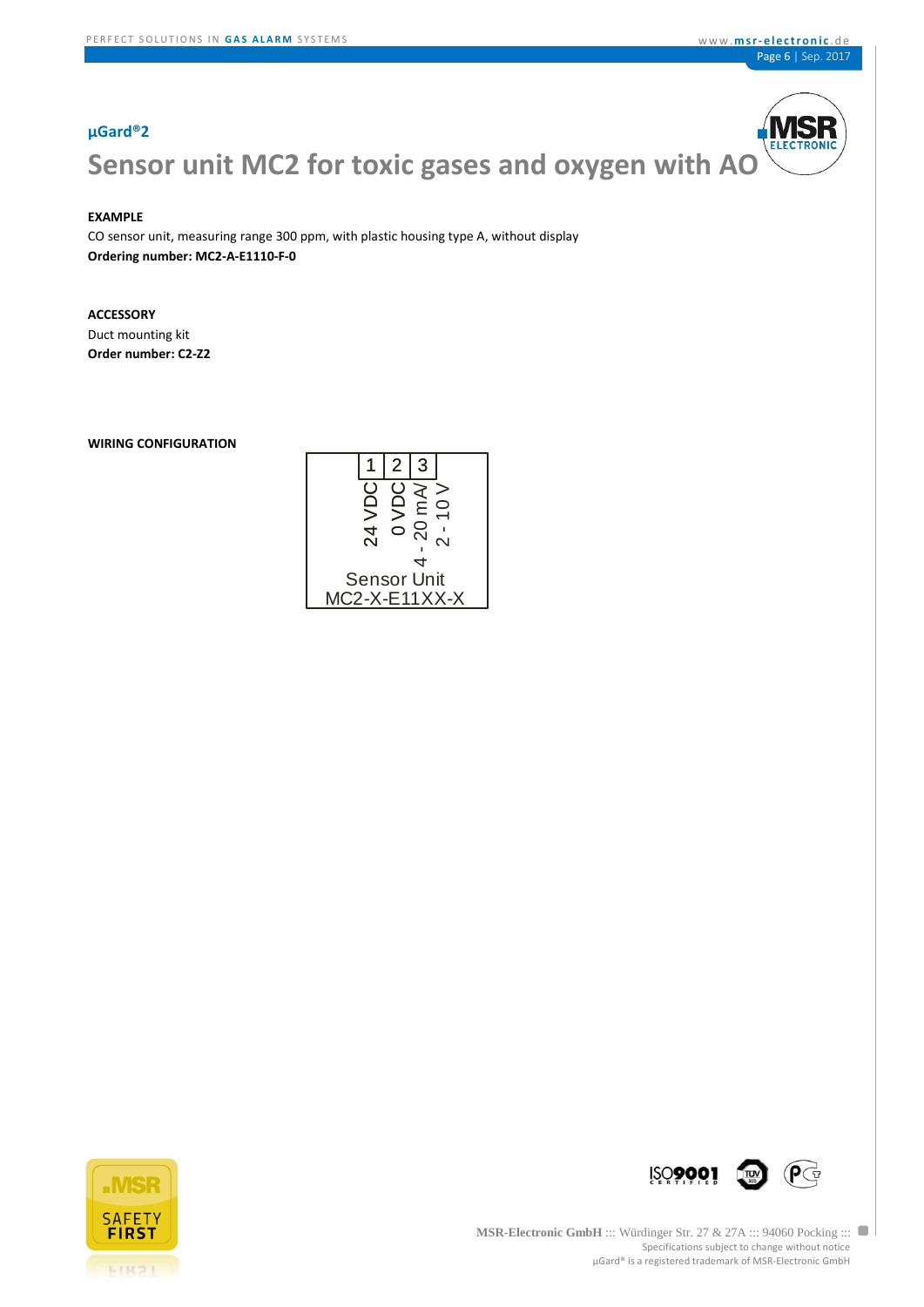**µGard®2**

# Sensor unit MC2 for toxic gases and oxygen with AO

**EXAMPLE**

CO sensor unit, measuring range 300 ppm, with plastic housing type A, without display

**Ordering number: MC2-A-E1110-F-0**

**ACCESSORY**

Duct mounting kit

**Order number: C2-Z2**

**WIRING CONFIGURATION**

1 2 3

24 VDC

0 VDC

4 - 20 mA/
2 - 10 V

Sensor Unit
MC2-X-E11XX-X

**MSR-Electronic GmbH** ::: Würdinger Str. 27 & 27A ::: 94060 Pocking :::

Specifications subject to change without notice

µGard® is a registered trademark of MSR-Electronic GmbH